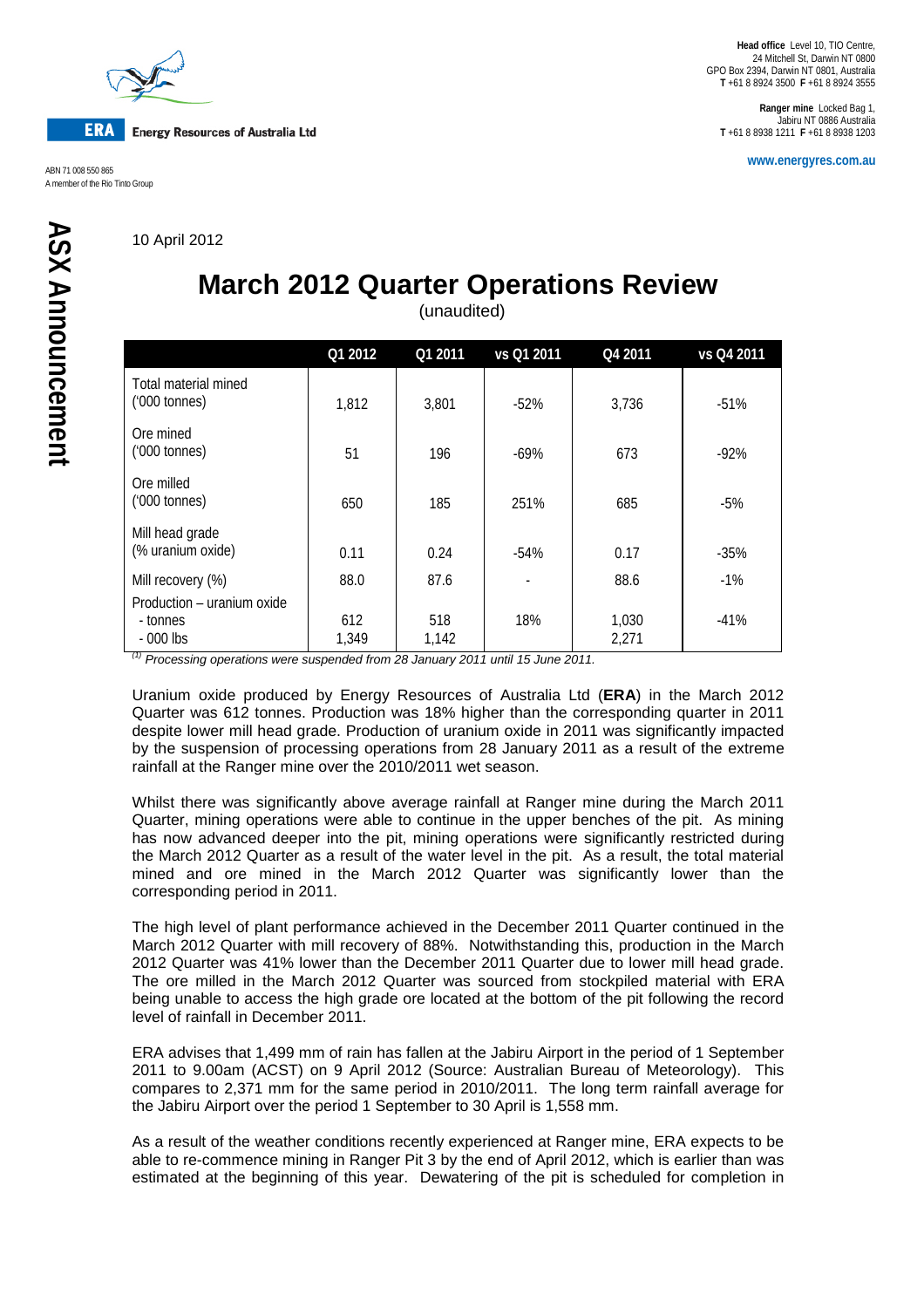ERA Energy Resources of Australia Ltd

ABN 71 008 550 865
A member of the Rio Tinto Group

**Head office** Level 10, TIO Centre, 24 Mitchell St, Darwin NT 0800
GPO Box 2394, Darwin NT 0801, Australia
**T** +61 8 8924 3500 **F** +61 8 8924 3555

**Ranger mine** Locked Bag 1, Jabiru NT 0886 Australia
**T** +61 8 8938 1211 **F** +61 8 8938 1203

www.energyres.com.au

**ASX Announcement**

10 April 2012

# March 2012 Quarter Operations Review

(unaudited)

| | Q1 2012 | Q1 2011 | vs Q1 2011 | Q4 2011 | vs Q4 2011 |
|---|---|---|---|---|---|
| Total material mined ('000 tonnes) | 1,812 | 3,801 | -52% | 3,736 | -51% |
| Ore mined ('000 tonnes) | 51 | 196 | -69% | 673 | -92% |
| Ore milled ('000 tonnes) | 650 | 185 | 251% | 685 | -5% |
| Mill head grade (% uranium oxide) | 0.11 | 0.24 | -54% | 0.17 | -35% |
| Mill recovery (%) | 88.0 | 87.6 | - | 88.6 | -1% |
| Production – uranium oxide - tonnes - 000 lbs | 612 1,349 | 518 1,142 | 18% | 1,030 2,271 | -41% |

[1] *Processing operations were suspended from 28 January 2011 until 15 June 2011.*

Uranium oxide produced by Energy Resources of Australia Ltd (**ERA**) in the March 2012 Quarter was 612 tonnes. Production was 18% higher than the corresponding quarter in 2011 despite lower mill head grade. Production of uranium oxide in 2011 was significantly impacted by the suspension of processing operations from 28 January 2011 as a result of the extreme rainfall at the Ranger mine over the 2010/2011 wet season.

Whilst there was significantly above average rainfall at Ranger mine during the March 2011 Quarter, mining operations were able to continue in the upper benches of the pit. As mining has now advanced deeper into the pit, mining operations were significantly restricted during the March 2012 Quarter as a result of the water level in the pit. As a result, the total material mined and ore mined in the March 2012 Quarter was significantly lower than the corresponding period in 2011.

The high level of plant performance achieved in the December 2011 Quarter continued in the March 2012 Quarter with mill recovery of 88%. Notwithstanding this, production in the March 2012 Quarter was 41% lower than the December 2011 Quarter due to lower mill head grade. The ore milled in the March 2012 Quarter was sourced from stockpiled material with ERA being unable to access the high grade ore located at the bottom of the pit following the record level of rainfall in December 2011.

ERA advises that 1,499 mm of rain has fallen at the Jabiru Airport in the period of 1 September 2011 to 9.00am (ACST) on 9 April 2012 (Source: Australian Bureau of Meteorology). This compares to 2,371 mm for the same period in 2010/2011. The long term rainfall average for the Jabiru Airport over the period 1 September to 30 April is 1,558 mm.

As a result of the weather conditions recently experienced at Ranger mine, ERA expects to be able to re-commence mining in Ranger Pit 3 by the end of April 2012, which is earlier than was estimated at the beginning of this year. Dewatering of the pit is scheduled for completion in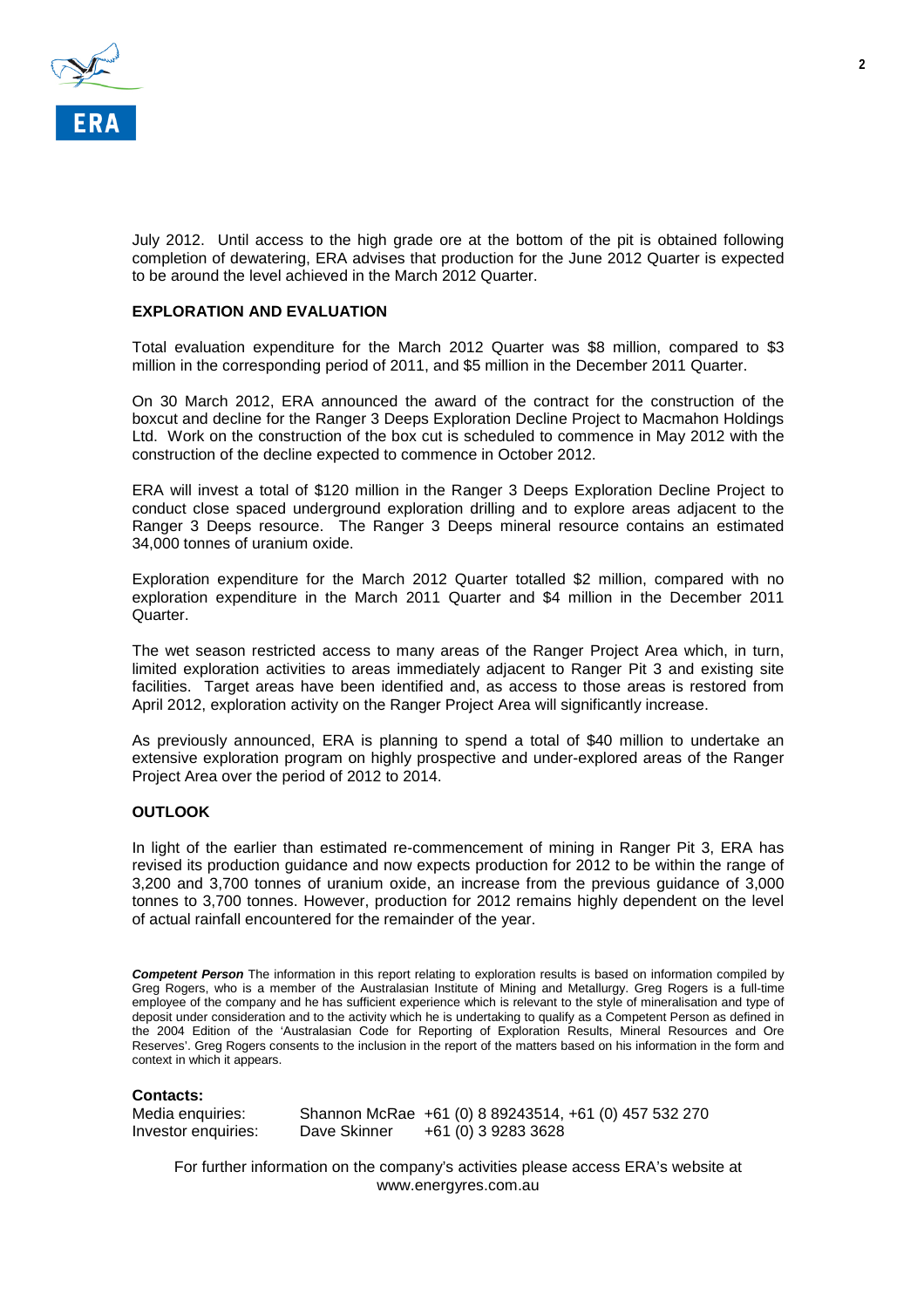July 2012. Until access to the high grade ore at the bottom of the pit is obtained following completion of dewatering, ERA advises that production for the June 2012 Quarter is expected to be around the level achieved in the March 2012 Quarter.

**EXPLORATION AND EVALUATION**

Total evaluation expenditure for the March 2012 Quarter was $8 million, compared to $3 million in the corresponding period of 2011, and $5 million in the December 2011 Quarter.

On 30 March 2012, ERA announced the award of the contract for the construction of the boxcut and decline for the Ranger 3 Deeps Exploration Decline Project to Macmahon Holdings Ltd. Work on the construction of the box cut is scheduled to commence in May 2012 with the construction of the decline expected to commence in October 2012.

ERA will invest a total of $120 million in the Ranger 3 Deeps Exploration Decline Project to conduct close spaced underground exploration drilling and to explore areas adjacent to the Ranger 3 Deeps resource. The Ranger 3 Deeps mineral resource contains an estimated 34,000 tonnes of uranium oxide.

Exploration expenditure for the March 2012 Quarter totalled $2 million, compared with no exploration expenditure in the March 2011 Quarter and $4 million in the December 2011 Quarter.

The wet season restricted access to many areas of the Ranger Project Area which, in turn, limited exploration activities to areas immediately adjacent to Ranger Pit 3 and existing site facilities. Target areas have been identified and, as access to those areas is restored from April 2012, exploration activity on the Ranger Project Area will significantly increase.

As previously announced, ERA is planning to spend a total of $40 million to undertake an extensive exploration program on highly prospective and under-explored areas of the Ranger Project Area over the period of 2012 to 2014.

**OUTLOOK**

In light of the earlier than estimated re-commencement of mining in Ranger Pit 3, ERA has revised its production guidance and now expects production for 2012 to be within the range of 3,200 and 3,700 tonnes of uranium oxide, an increase from the previous guidance of 3,000 tonnes to 3,700 tonnes. However, production for 2012 remains highly dependent on the level of actual rainfall encountered for the remainder of the year.

***Competent Person*** The information in this report relating to exploration results is based on information compiled by Greg Rogers, who is a member of the Australasian Institute of Mining and Metallurgy. Greg Rogers is a full-time employee of the company and he has sufficient experience which is relevant to the style of mineralisation and type of deposit under consideration and to the activity which he is undertaking to qualify as a Competent Person as defined in the 2004 Edition of the 'Australasian Code for Reporting of Exploration Results, Mineral Resources and Ore Reserves'. Greg Rogers consents to the inclusion in the report of the matters based on his information in the form and context in which it appears.

**Contacts:**

| | | |
|---|---|---|
| Media enquiries: | Shannon McRae | +61 (0) 8 89243514, +61 (0) 457 532 270 |
| Investor enquiries: | Dave Skinner | +61 (0) 3 9283 3628 |

For further information on the company's activities please access ERA's website at www.energyres.com.au